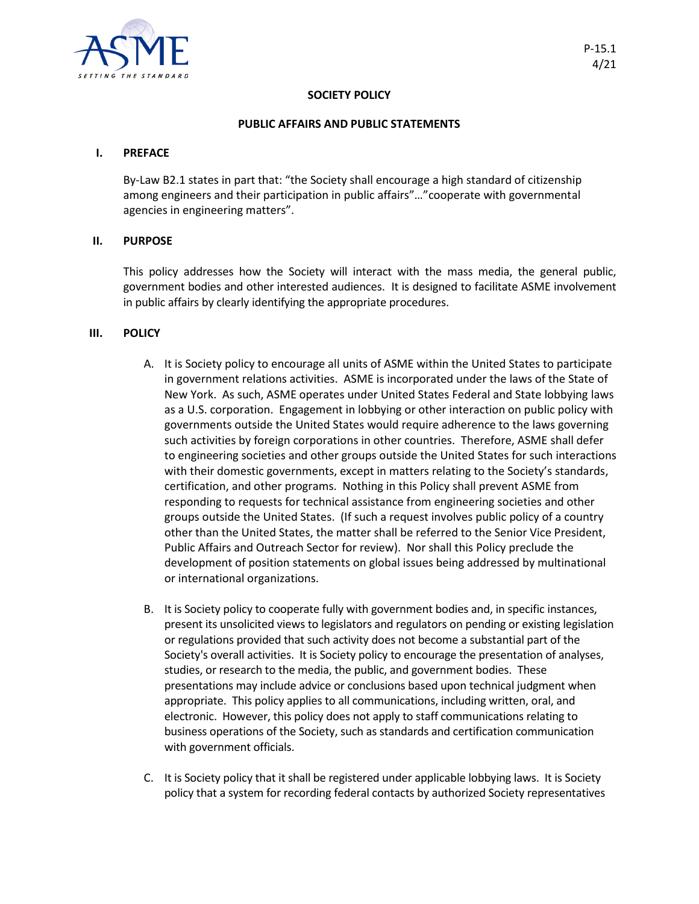P-15.1
4/21

## SOCIETY POLICY

## PUBLIC AFFAIRS AND PUBLIC STATEMENTS

### I. PREFACE

By-Law B2.1 states in part that: "the Society shall encourage a high standard of citizenship among engineers and their participation in public affairs"…"cooperate with governmental agencies in engineering matters".

### II. PURPOSE

This policy addresses how the Society will interact with the mass media, the general public, government bodies and other interested audiences. It is designed to facilitate ASME involvement in public affairs by clearly identifying the appropriate procedures.

### III. POLICY

A. It is Society policy to encourage all units of ASME within the United States to participate in government relations activities. ASME is incorporated under the laws of the State of New York. As such, ASME operates under United States Federal and State lobbying laws as a U.S. corporation. Engagement in lobbying or other interaction on public policy with governments outside the United States would require adherence to the laws governing such activities by foreign corporations in other countries. Therefore, ASME shall defer to engineering societies and other groups outside the United States for such interactions with their domestic governments, except in matters relating to the Society's standards, certification, and other programs. Nothing in this Policy shall prevent ASME from responding to requests for technical assistance from engineering societies and other groups outside the United States. (If such a request involves public policy of a country other than the United States, the matter shall be referred to the Senior Vice President, Public Affairs and Outreach Sector for review). Nor shall this Policy preclude the development of position statements on global issues being addressed by multinational or international organizations.

B. It is Society policy to cooperate fully with government bodies and, in specific instances, present its unsolicited views to legislators and regulators on pending or existing legislation or regulations provided that such activity does not become a substantial part of the Society's overall activities. It is Society policy to encourage the presentation of analyses, studies, or research to the media, the public, and government bodies. These presentations may include advice or conclusions based upon technical judgment when appropriate. This policy applies to all communications, including written, oral, and electronic. However, this policy does not apply to staff communications relating to business operations of the Society, such as standards and certification communication with government officials.

C. It is Society policy that it shall be registered under applicable lobbying laws. It is Society policy that a system for recording federal contacts by authorized Society representatives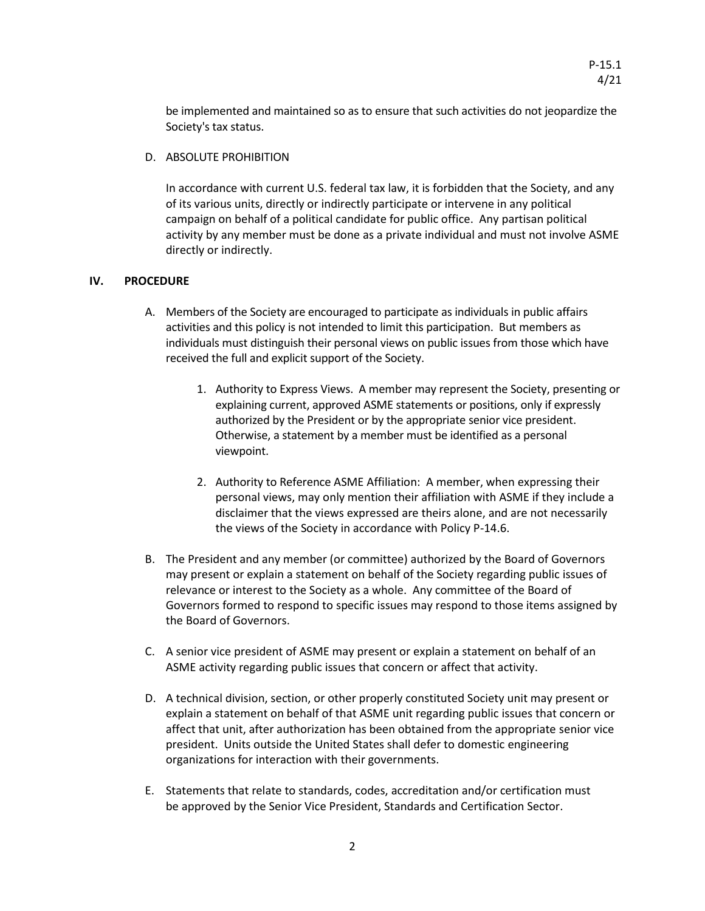be implemented and maintained so as to ensure that such activities do not jeopardize the Society's tax status.

D. ABSOLUTE PROHIBITION

In accordance with current U.S. federal tax law, it is forbidden that the Society, and any of its various units, directly or indirectly participate or intervene in any political campaign on behalf of a political candidate for public office. Any partisan political activity by any member must be done as a private individual and must not involve ASME directly or indirectly.

## IV. PROCEDURE

A. Members of the Society are encouraged to participate as individuals in public affairs activities and this policy is not intended to limit this participation. But members as individuals must distinguish their personal views on public issues from those which have received the full and explicit support of the Society.

   1. Authority to Express Views. A member may represent the Society, presenting or explaining current, approved ASME statements or positions, only if expressly authorized by the President or by the appropriate senior vice president. Otherwise, a statement by a member must be identified as a personal viewpoint.

   2. Authority to Reference ASME Affiliation: A member, when expressing their personal views, may only mention their affiliation with ASME if they include a disclaimer that the views expressed are theirs alone, and are not necessarily the views of the Society in accordance with Policy P-14.6.

B. The President and any member (or committee) authorized by the Board of Governors may present or explain a statement on behalf of the Society regarding public issues of relevance or interest to the Society as a whole. Any committee of the Board of Governors formed to respond to specific issues may respond to those items assigned by the Board of Governors.

C. A senior vice president of ASME may present or explain a statement on behalf of an ASME activity regarding public issues that concern or affect that activity.

D. A technical division, section, or other properly constituted Society unit may present or explain a statement on behalf of that ASME unit regarding public issues that concern or affect that unit, after authorization has been obtained from the appropriate senior vice president. Units outside the United States shall defer to domestic engineering organizations for interaction with their governments.

E. Statements that relate to standards, codes, accreditation and/or certification must be approved by the Senior Vice President, Standards and Certification Sector.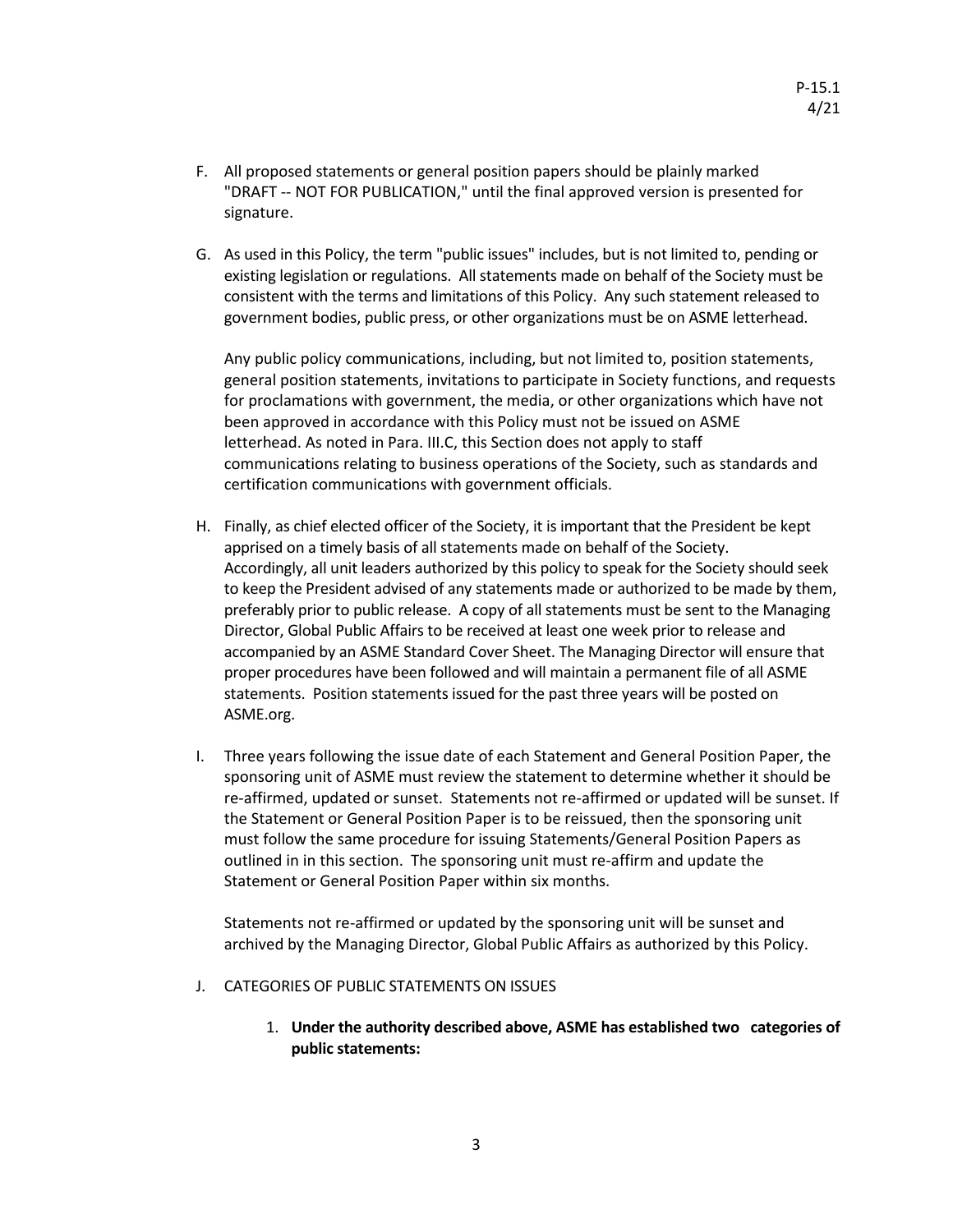F. All proposed statements or general position papers should be plainly marked "DRAFT -- NOT FOR PUBLICATION," until the final approved version is presented for signature.

G. As used in this Policy, the term "public issues" includes, but is not limited to, pending or existing legislation or regulations. All statements made on behalf of the Society must be consistent with the terms and limitations of this Policy. Any such statement released to government bodies, public press, or other organizations must be on ASME letterhead.

   Any public policy communications, including, but not limited to, position statements, general position statements, invitations to participate in Society functions, and requests for proclamations with government, the media, or other organizations which have not been approved in accordance with this Policy must not be issued on ASME letterhead. As noted in Para. III.C, this Section does not apply to staff communications relating to business operations of the Society, such as standards and certification communications with government officials.

H. Finally, as chief elected officer of the Society, it is important that the President be kept apprised on a timely basis of all statements made on behalf of the Society. Accordingly, all unit leaders authorized by this policy to speak for the Society should seek to keep the President advised of any statements made or authorized to be made by them, preferably prior to public release. A copy of all statements must be sent to the Managing Director, Global Public Affairs to be received at least one week prior to release and accompanied by an ASME Standard Cover Sheet. The Managing Director will ensure that proper procedures have been followed and will maintain a permanent file of all ASME statements. Position statements issued for the past three years will be posted on ASME.org.

I. Three years following the issue date of each Statement and General Position Paper, the sponsoring unit of ASME must review the statement to determine whether it should be re-affirmed, updated or sunset. Statements not re-affirmed or updated will be sunset. If the Statement or General Position Paper is to be reissued, then the sponsoring unit must follow the same procedure for issuing Statements/General Position Papers as outlined in in this section. The sponsoring unit must re-affirm and update the Statement or General Position Paper within six months.

   Statements not re-affirmed or updated by the sponsoring unit will be sunset and archived by the Managing Director, Global Public Affairs as authorized by this Policy.

J. CATEGORIES OF PUBLIC STATEMENTS ON ISSUES

   1. **Under the authority described above, ASME has established two categories of public statements:**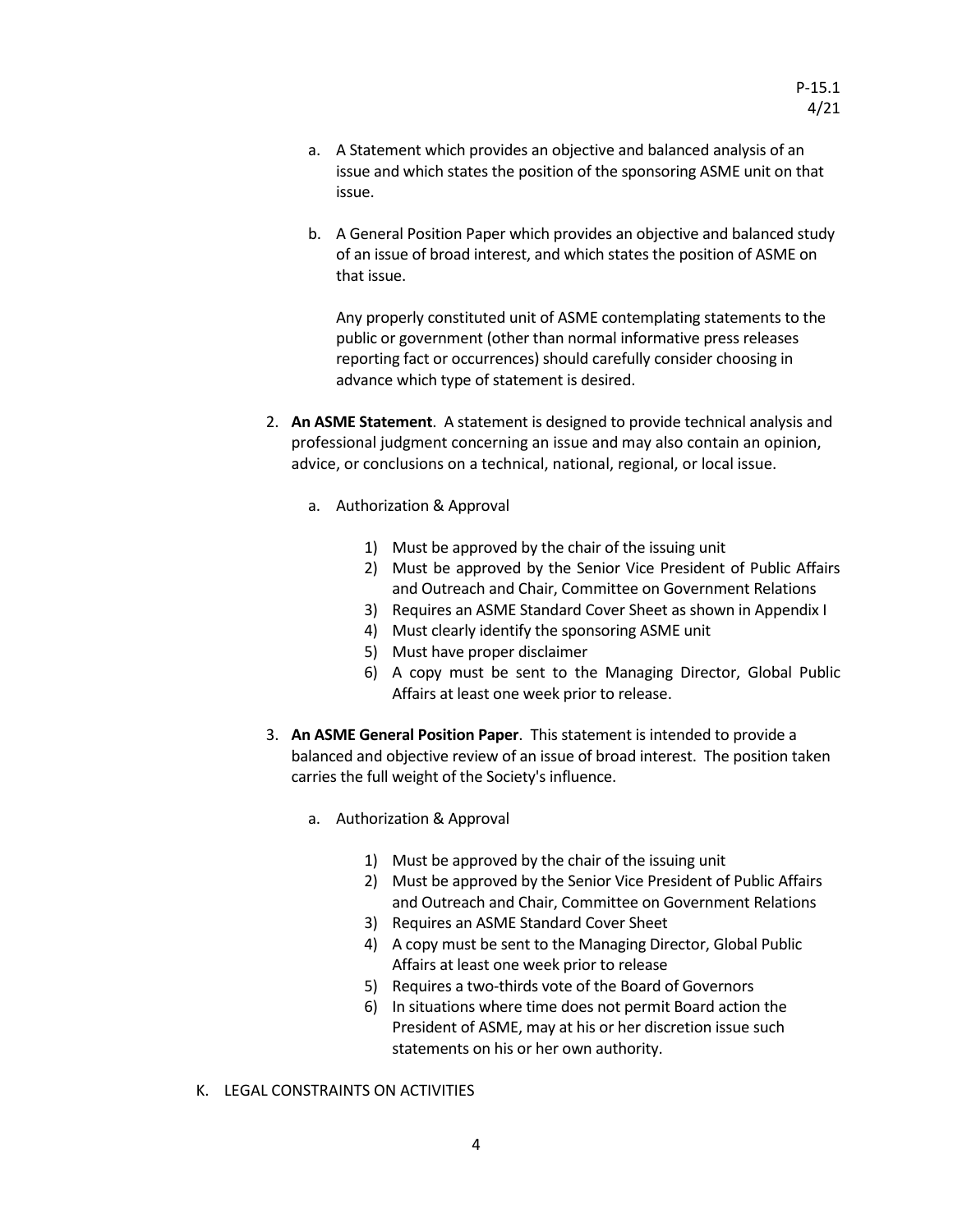a. A Statement which provides an objective and balanced analysis of an issue and which states the position of the sponsoring ASME unit on that issue.

b. A General Position Paper which provides an objective and balanced study of an issue of broad interest, and which states the position of ASME on that issue.

   Any properly constituted unit of ASME contemplating statements to the public or government (other than normal informative press releases reporting fact or occurrences) should carefully consider choosing in advance which type of statement is desired.

2. **An ASME Statement**. A statement is designed to provide technical analysis and professional judgment concerning an issue and may also contain an opinion, advice, or conclusions on a technical, national, regional, or local issue.

   a. Authorization & Approval

      1) Must be approved by the chair of the issuing unit
      2) Must be approved by the Senior Vice President of Public Affairs and Outreach and Chair, Committee on Government Relations
      3) Requires an ASME Standard Cover Sheet as shown in Appendix I
      4) Must clearly identify the sponsoring ASME unit
      5) Must have proper disclaimer
      6) A copy must be sent to the Managing Director, Global Public Affairs at least one week prior to release.

3. **An ASME General Position Paper**. This statement is intended to provide a balanced and objective review of an issue of broad interest. The position taken carries the full weight of the Society's influence.

   a. Authorization & Approval

      1) Must be approved by the chair of the issuing unit
      2) Must be approved by the Senior Vice President of Public Affairs and Outreach and Chair, Committee on Government Relations
      3) Requires an ASME Standard Cover Sheet
      4) A copy must be sent to the Managing Director, Global Public Affairs at least one week prior to release
      5) Requires a two-thirds vote of the Board of Governors
      6) In situations where time does not permit Board action the President of ASME, may at his or her discretion issue such statements on his or her own authority.

K. LEGAL CONSTRAINTS ON ACTIVITIES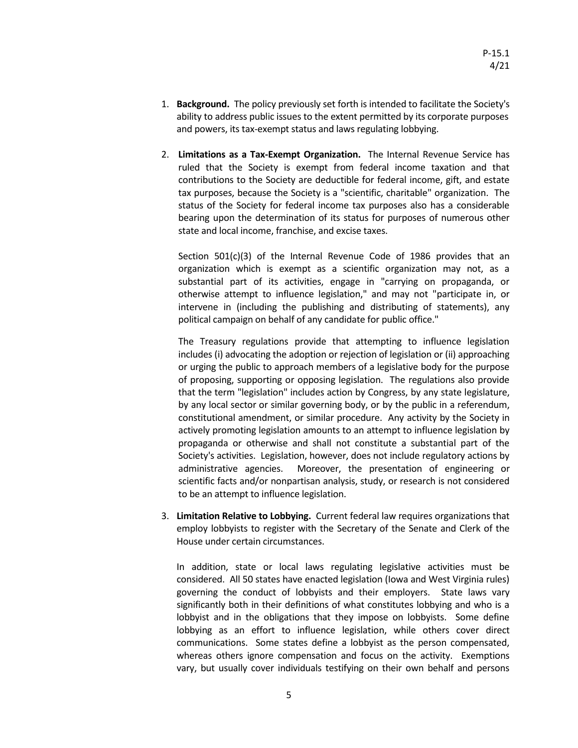1. **Background.** The policy previously set forth is intended to facilitate the Society's ability to address public issues to the extent permitted by its corporate purposes and powers, its tax-exempt status and laws regulating lobbying.

2. **Limitations as a Tax-Exempt Organization.** The Internal Revenue Service has ruled that the Society is exempt from federal income taxation and that contributions to the Society are deductible for federal income, gift, and estate tax purposes, because the Society is a "scientific, charitable" organization. The status of the Society for federal income tax purposes also has a considerable bearing upon the determination of its status for purposes of numerous other state and local income, franchise, and excise taxes.

   Section 501(c)(3) of the Internal Revenue Code of 1986 provides that an organization which is exempt as a scientific organization may not, as a substantial part of its activities, engage in "carrying on propaganda, or otherwise attempt to influence legislation," and may not "participate in, or intervene in (including the publishing and distributing of statements), any political campaign on behalf of any candidate for public office."

   The Treasury regulations provide that attempting to influence legislation includes (i) advocating the adoption or rejection of legislation or (ii) approaching or urging the public to approach members of a legislative body for the purpose of proposing, supporting or opposing legislation. The regulations also provide that the term "legislation" includes action by Congress, by any state legislature, by any local sector or similar governing body, or by the public in a referendum, constitutional amendment, or similar procedure. Any activity by the Society in actively promoting legislation amounts to an attempt to influence legislation by propaganda or otherwise and shall not constitute a substantial part of the Society's activities. Legislation, however, does not include regulatory actions by administrative agencies. Moreover, the presentation of engineering or scientific facts and/or nonpartisan analysis, study, or research is not considered to be an attempt to influence legislation.

3. **Limitation Relative to Lobbying.** Current federal law requires organizations that employ lobbyists to register with the Secretary of the Senate and Clerk of the House under certain circumstances.

   In addition, state or local laws regulating legislative activities must be considered. All 50 states have enacted legislation (Iowa and West Virginia rules) governing the conduct of lobbyists and their employers. State laws vary significantly both in their definitions of what constitutes lobbying and who is a lobbyist and in the obligations that they impose on lobbyists. Some define lobbying as an effort to influence legislation, while others cover direct communications. Some states define a lobbyist as the person compensated, whereas others ignore compensation and focus on the activity. Exemptions vary, but usually cover individuals testifying on their own behalf and persons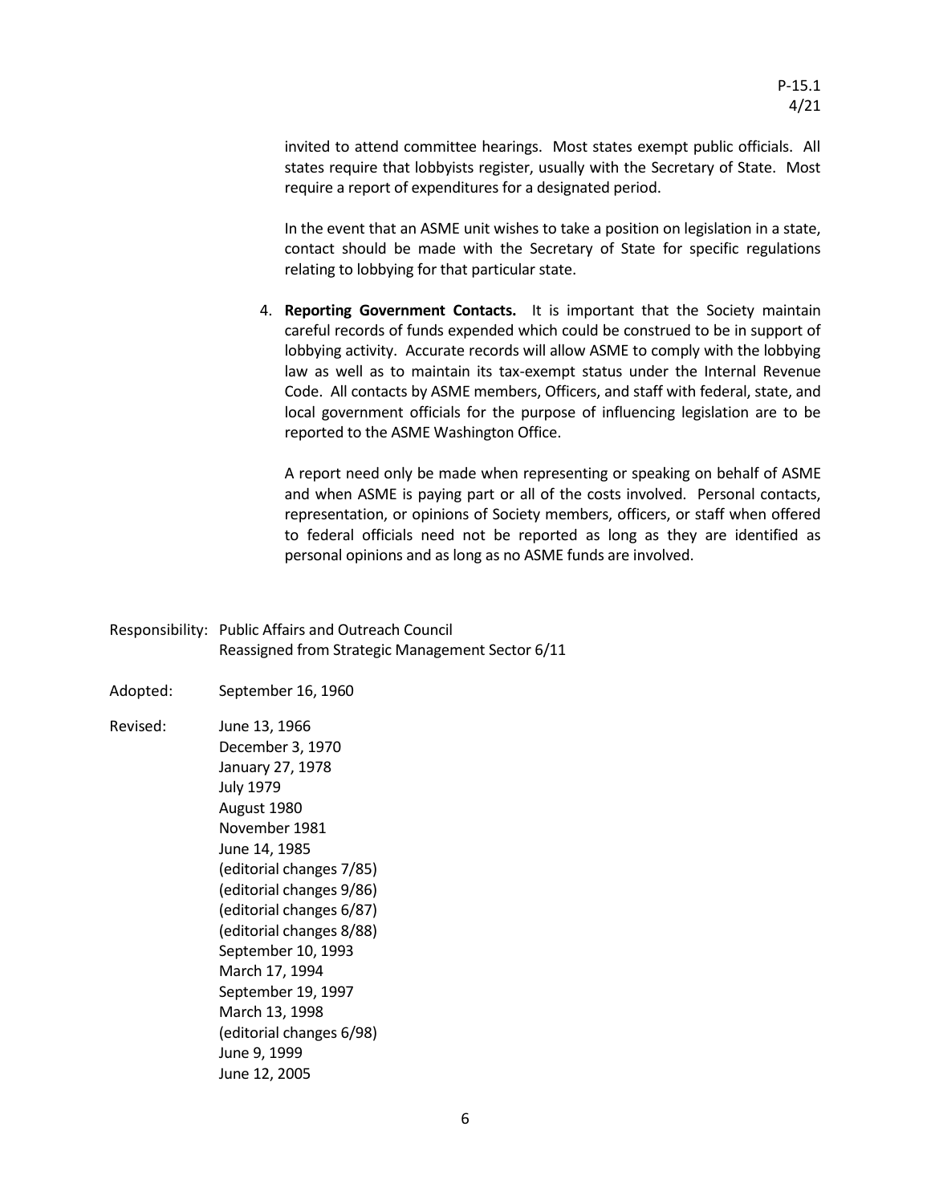invited to attend committee hearings. Most states exempt public officials. All states require that lobbyists register, usually with the Secretary of State. Most require a report of expenditures for a designated period.

In the event that an ASME unit wishes to take a position on legislation in a state, contact should be made with the Secretary of State for specific regulations relating to lobbying for that particular state.

4. **Reporting Government Contacts.** It is important that the Society maintain careful records of funds expended which could be construed to be in support of lobbying activity. Accurate records will allow ASME to comply with the lobbying law as well as to maintain its tax-exempt status under the Internal Revenue Code. All contacts by ASME members, Officers, and staff with federal, state, and local government officials for the purpose of influencing legislation are to be reported to the ASME Washington Office.

   A report need only be made when representing or speaking on behalf of ASME and when ASME is paying part or all of the costs involved. Personal contacts, representation, or opinions of Society members, officers, or staff when offered to federal officials need not be reported as long as they are identified as personal opinions and as long as no ASME funds are involved.

Responsibility: Public Affairs and Outreach Council
Reassigned from Strategic Management Sector 6/11

Adopted: September 16, 1960

Revised: June 13, 1966
December 3, 1970
January 27, 1978
July 1979
August 1980
November 1981
June 14, 1985
(editorial changes 7/85)
(editorial changes 9/86)
(editorial changes 6/87)
(editorial changes 8/88)
September 10, 1993
March 17, 1994
September 19, 1997
March 13, 1998
(editorial changes 6/98)
June 9, 1999
June 12, 2005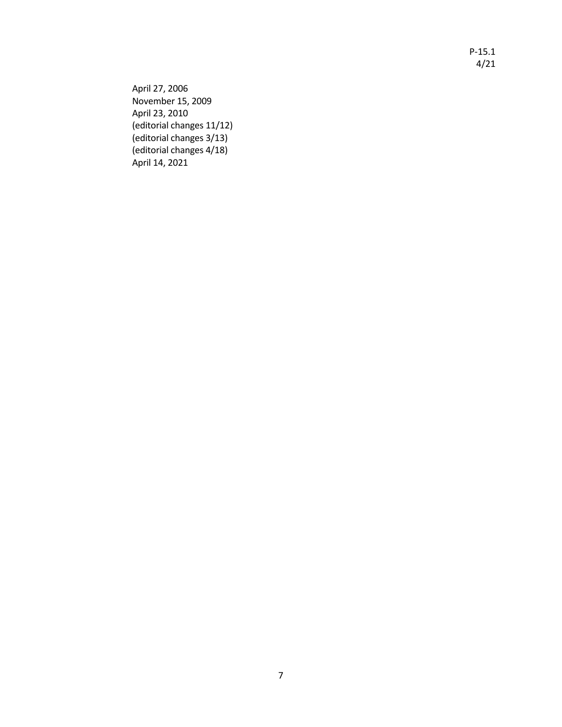April 27, 2006
November 15, 2009
April 23, 2010
(editorial changes 11/12)
(editorial changes 3/13)
(editorial changes 4/18)
April 14, 2021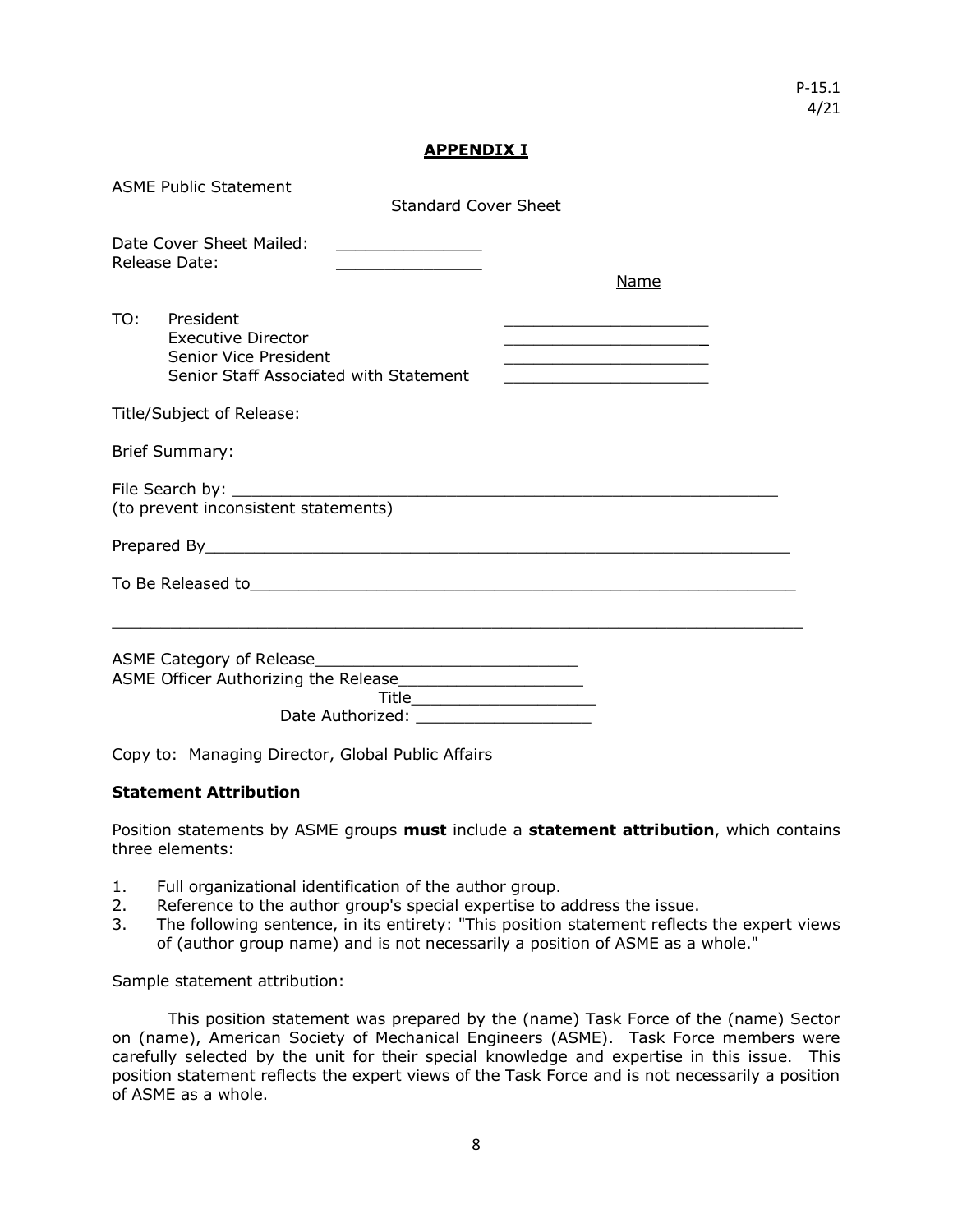## APPENDIX I

ASME Public Statement

Standard Cover Sheet

Date Cover Sheet Mailed: _______________
Release Date: _______________

| | | Name |
|---|---|---|
| TO: | President | _____________________ |
| | Executive Director | _____________________ |
| | Senior Vice President | _____________________ |
| | Senior Staff Associated with Statement | _____________________ |

Title/Subject of Release:

Brief Summary:

File Search by: ____________________________________________________________
(to prevent inconsistent statements)

Prepared By______________________________________________________________

To Be Released to__________________________________________________________

_________________________________________________________________________

ASME Category of Release___________________________
ASME Officer Authorizing the Release___________________
Title___________________
Date Authorized: __________________

Copy to: Managing Director, Global Public Affairs

**Statement Attribution**

Position statements by ASME groups **must** include a **statement attribution**, which contains three elements:

1. Full organizational identification of the author group.
2. Reference to the author group's special expertise to address the issue.
3. The following sentence, in its entirety: "This position statement reflects the expert views of (author group name) and is not necessarily a position of ASME as a whole."

Sample statement attribution:

This position statement was prepared by the (name) Task Force of the (name) Sector on (name), American Society of Mechanical Engineers (ASME). Task Force members were carefully selected by the unit for their special knowledge and expertise in this issue. This position statement reflects the expert views of the Task Force and is not necessarily a position of ASME as a whole.